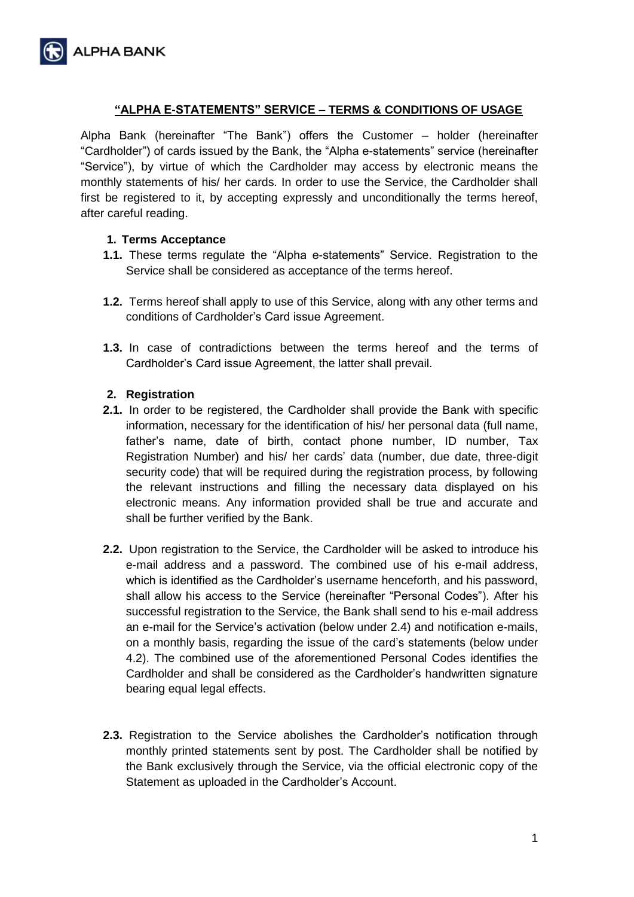# "ALPHA E-STATEMENTS" SERVICE – TERMS & CONDITIONS OF USAGE

Alpha Bank (hereinafter "The Bank") offers the Customer – holder (hereinafter "Cardholder") of cards issued by the Bank, the "Alpha e-statements" service (hereinafter "Service"), by virtue of which the Cardholder may access by electronic means the monthly statements of his/ her cards. In order to use the Service, the Cardholder shall first be registered to it, by accepting expressly and unconditionally the terms hereof, after careful reading.

## 1. Terms Acceptance

**1.1.** These terms regulate the "Alpha e-statements" Service. Registration to the Service shall be considered as acceptance of the terms hereof.

**1.2.** Terms hereof shall apply to use of this Service, along with any other terms and conditions of Cardholder's Card issue Agreement.

**1.3.** In case of contradictions between the terms hereof and the terms of Cardholder's Card issue Agreement, the latter shall prevail.

## 2. Registration

**2.1.** In order to be registered, the Cardholder shall provide the Bank with specific information, necessary for the identification of his/ her personal data (full name, father's name, date of birth, contact phone number, ID number, Tax Registration Number) and his/ her cards' data (number, due date, three-digit security code) that will be required during the registration process, by following the relevant instructions and filling the necessary data displayed on his electronic means. Any information provided shall be true and accurate and shall be further verified by the Bank.

**2.2.** Upon registration to the Service, the Cardholder will be asked to introduce his e-mail address and a password. The combined use of his e-mail address, which is identified as the Cardholder's username henceforth, and his password, shall allow his access to the Service (hereinafter "Personal Codes"). After his successful registration to the Service, the Bank shall send to his e-mail address an e-mail for the Service's activation (below under 2.4) and notification e-mails, on a monthly basis, regarding the issue of the card's statements (below under 4.2). The combined use of the aforementioned Personal Codes identifies the Cardholder and shall be considered as the Cardholder's handwritten signature bearing equal legal effects.

**2.3.** Registration to the Service abolishes the Cardholder's notification through monthly printed statements sent by post. The Cardholder shall be notified by the Bank exclusively through the Service, via the official electronic copy of the Statement as uploaded in the Cardholder's Account.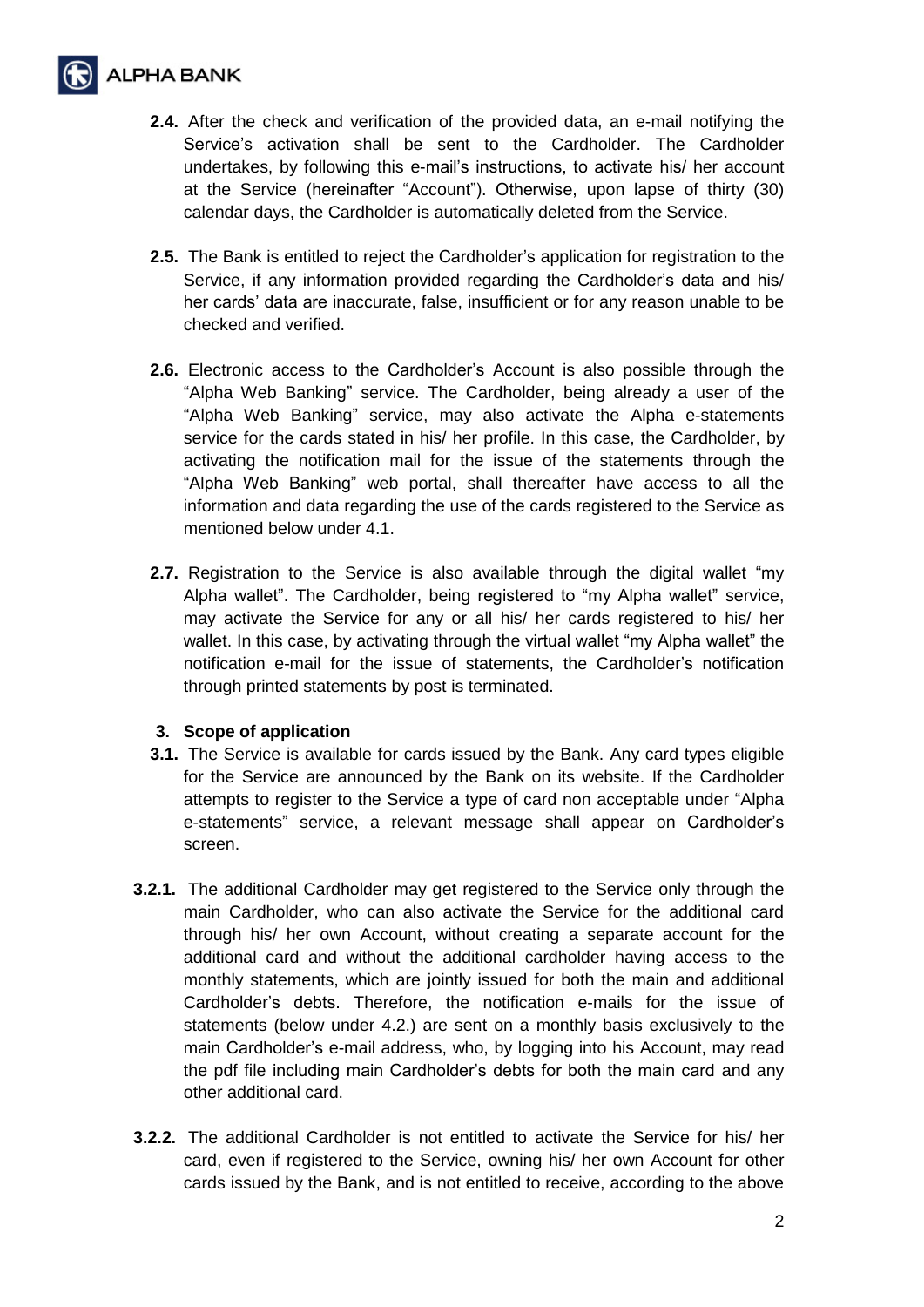**2.4.** After the check and verification of the provided data, an e-mail notifying the Service's activation shall be sent to the Cardholder. The Cardholder undertakes, by following this e-mail's instructions, to activate his/ her account at the Service (hereinafter "Account"). Otherwise, upon lapse of thirty (30) calendar days, the Cardholder is automatically deleted from the Service.

**2.5.** The Bank is entitled to reject the Cardholder's application for registration to the Service, if any information provided regarding the Cardholder's data and his/ her cards' data are inaccurate, false, insufficient or for any reason unable to be checked and verified.

**2.6.** Electronic access to the Cardholder's Account is also possible through the "Alpha Web Banking" service. The Cardholder, being already a user of the "Alpha Web Banking" service, may also activate the Alpha e-statements service for the cards stated in his/ her profile. In this case, the Cardholder, by activating the notification mail for the issue of the statements through the "Alpha Web Banking" web portal, shall thereafter have access to all the information and data regarding the use of the cards registered to the Service as mentioned below under 4.1.

**2.7.** Registration to the Service is also available through the digital wallet "my Alpha wallet". The Cardholder, being registered to "my Alpha wallet" service, may activate the Service for any or all his/ her cards registered to his/ her wallet. In this case, by activating through the virtual wallet "my Alpha wallet" the notification e-mail for the issue of statements, the Cardholder's notification through printed statements by post is terminated.

## 3. Scope of application

**3.1.** The Service is available for cards issued by the Bank. Any card types eligible for the Service are announced by the Bank on its website. If the Cardholder attempts to register to the Service a type of card non acceptable under "Alpha e-statements" service, a relevant message shall appear on Cardholder's screen.

**3.2.1.** The additional Cardholder may get registered to the Service only through the main Cardholder, who can also activate the Service for the additional card through his/ her own Account, without creating a separate account for the additional card and without the additional cardholder having access to the monthly statements, which are jointly issued for both the main and additional Cardholder's debts. Therefore, the notification e-mails for the issue of statements (below under 4.2.) are sent on a monthly basis exclusively to the main Cardholder's e-mail address, who, by logging into his Account, may read the pdf file including main Cardholder's debts for both the main card and any other additional card.

**3.2.2.** The additional Cardholder is not entitled to activate the Service for his/ her card, even if registered to the Service, owning his/ her own Account for other cards issued by the Bank, and is not entitled to receive, according to the above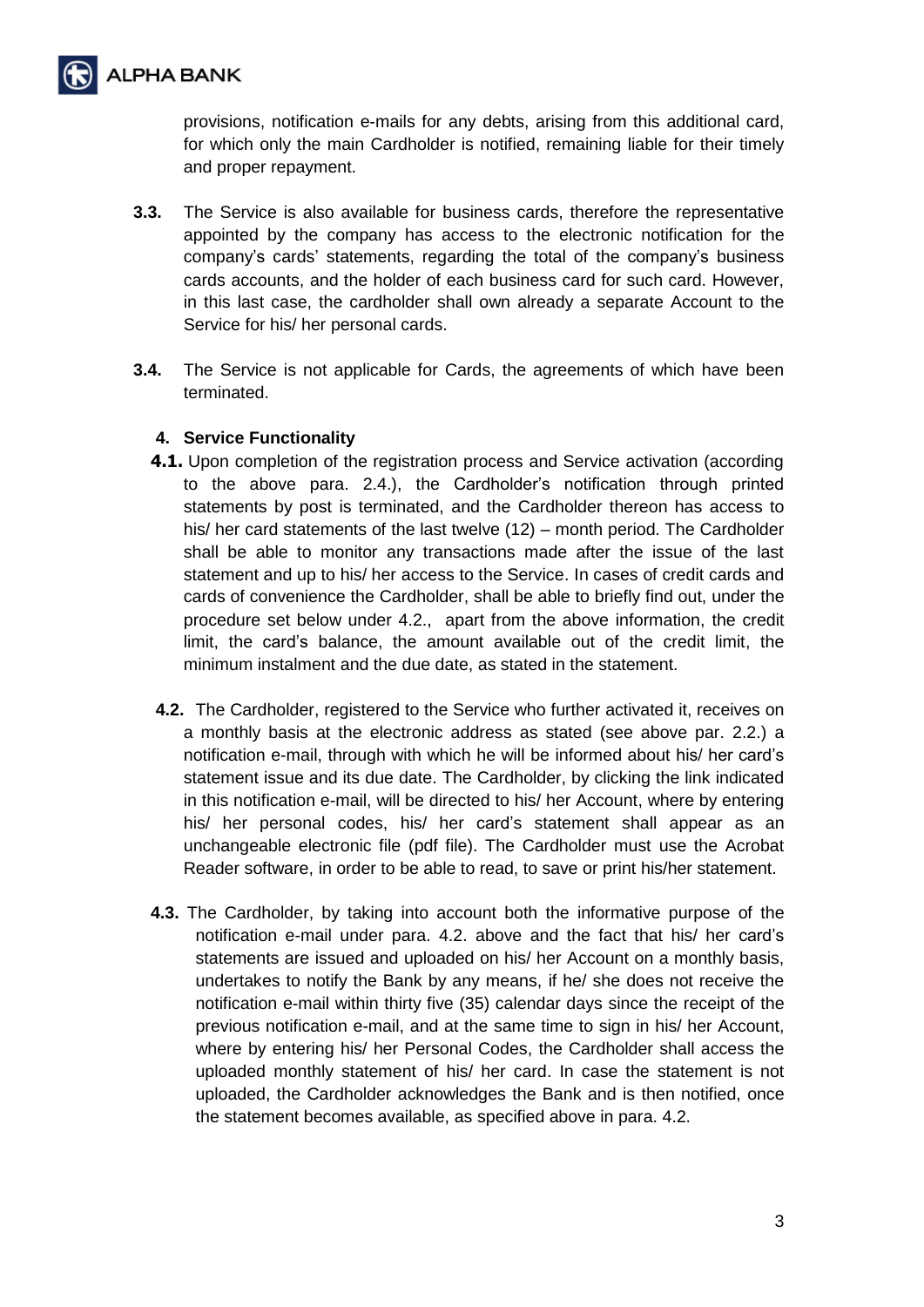provisions, notification e-mails for any debts, arising from this additional card, for which only the main Cardholder is notified, remaining liable for their timely and proper repayment.

**3.3.** The Service is also available for business cards, therefore the representative appointed by the company has access to the electronic notification for the company's cards' statements, regarding the total of the company's business cards accounts, and the holder of each business card for such card. However, in this last case, the cardholder shall own already a separate Account to the Service for his/ her personal cards.

**3.4.** The Service is not applicable for Cards, the agreements of which have been terminated.

## 4. Service Functionality

**4.1.** Upon completion of the registration process and Service activation (according to the above para. 2.4.), the Cardholder's notification through printed statements by post is terminated, and the Cardholder thereon has access to his/ her card statements of the last twelve (12) – month period. The Cardholder shall be able to monitor any transactions made after the issue of the last statement and up to his/ her access to the Service. In cases of credit cards and cards of convenience the Cardholder, shall be able to briefly find out, under the procedure set below under 4.2., apart from the above information, the credit limit, the card's balance, the amount available out of the credit limit, the minimum instalment and the due date, as stated in the statement.

**4.2.** The Cardholder, registered to the Service who further activated it, receives on a monthly basis at the electronic address as stated (see above par. 2.2.) a notification e-mail, through with which he will be informed about his/ her card's statement issue and its due date. The Cardholder, by clicking the link indicated in this notification e-mail, will be directed to his/ her Account, where by entering his/ her personal codes, his/ her card's statement shall appear as an unchangeable electronic file (pdf file). The Cardholder must use the Acrobat Reader software, in order to be able to read, to save or print his/her statement.

**4.3.** The Cardholder, by taking into account both the informative purpose of the notification e-mail under para. 4.2. above and the fact that his/ her card's statements are issued and uploaded on his/ her Account on a monthly basis, undertakes to notify the Bank by any means, if he/ she does not receive the notification e-mail within thirty five (35) calendar days since the receipt of the previous notification e-mail, and at the same time to sign in his/ her Account, where by entering his/ her Personal Codes, the Cardholder shall access the uploaded monthly statement of his/ her card. In case the statement is not uploaded, the Cardholder acknowledges the Bank and is then notified, once the statement becomes available, as specified above in para. 4.2.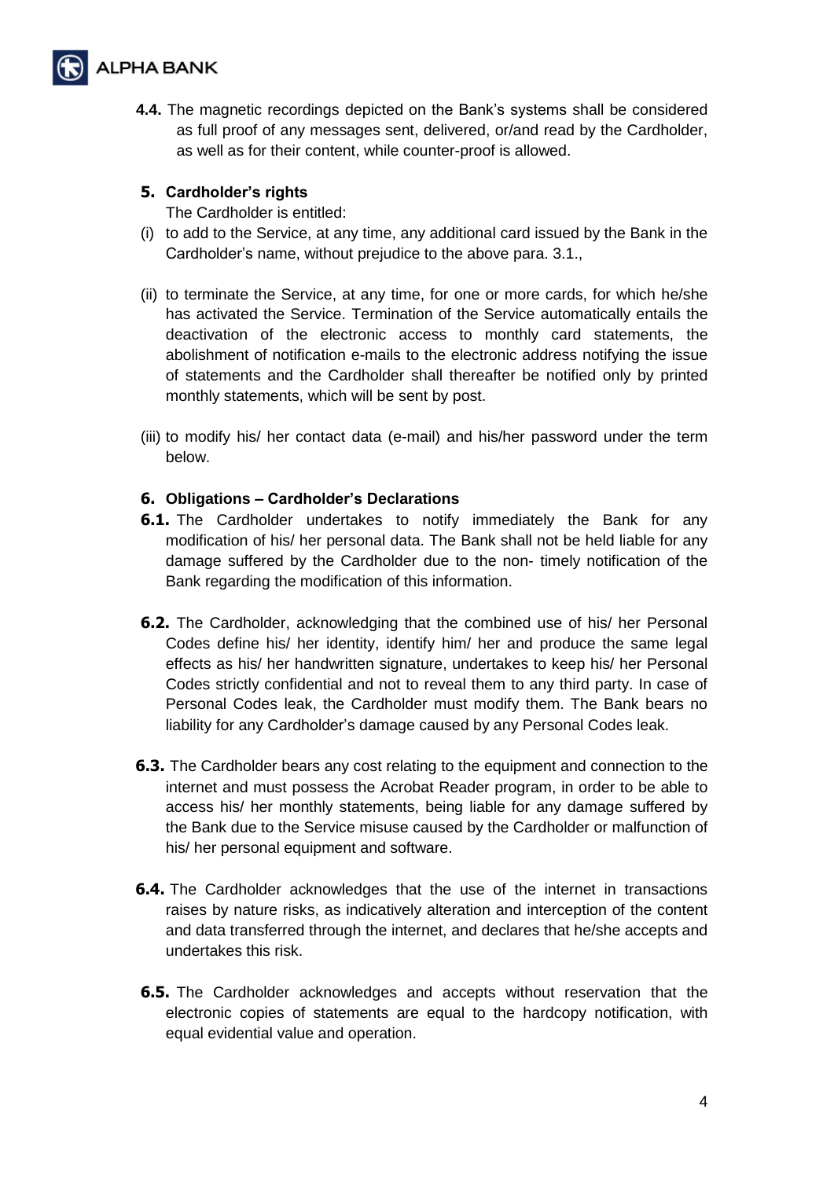**4.4.** The magnetic recordings depicted on the Bank's systems shall be considered as full proof of any messages sent, delivered, or/and read by the Cardholder, as well as for their content, while counter-proof is allowed.

## 5. Cardholder's rights

The Cardholder is entitled:

(i) to add to the Service, at any time, any additional card issued by the Bank in the Cardholder's name, without prejudice to the above para. 3.1.,

(ii) to terminate the Service, at any time, for one or more cards, for which he/she has activated the Service. Termination of the Service automatically entails the deactivation of the electronic access to monthly card statements, the abolishment of notification e-mails to the electronic address notifying the issue of statements and the Cardholder shall thereafter be notified only by printed monthly statements, which will be sent by post.

(iii) to modify his/ her contact data (e-mail) and his/her password under the term below.

## 6. Obligations – Cardholder's Declarations

**6.1.** The Cardholder undertakes to notify immediately the Bank for any modification of his/ her personal data. The Bank shall not be held liable for any damage suffered by the Cardholder due to the non- timely notification of the Bank regarding the modification of this information.

**6.2.** The Cardholder, acknowledging that the combined use of his/ her Personal Codes define his/ her identity, identify him/ her and produce the same legal effects as his/ her handwritten signature, undertakes to keep his/ her Personal Codes strictly confidential and not to reveal them to any third party. In case of Personal Codes leak, the Cardholder must modify them. The Bank bears no liability for any Cardholder's damage caused by any Personal Codes leak.

**6.3.** The Cardholder bears any cost relating to the equipment and connection to the internet and must possess the Acrobat Reader program, in order to be able to access his/ her monthly statements, being liable for any damage suffered by the Bank due to the Service misuse caused by the Cardholder or malfunction of his/ her personal equipment and software.

**6.4.** The Cardholder acknowledges that the use of the internet in transactions raises by nature risks, as indicatively alteration and interception of the content and data transferred through the internet, and declares that he/she accepts and undertakes this risk.

**6.5.** The Cardholder acknowledges and accepts without reservation that the electronic copies of statements are equal to the hardcopy notification, with equal evidential value and operation.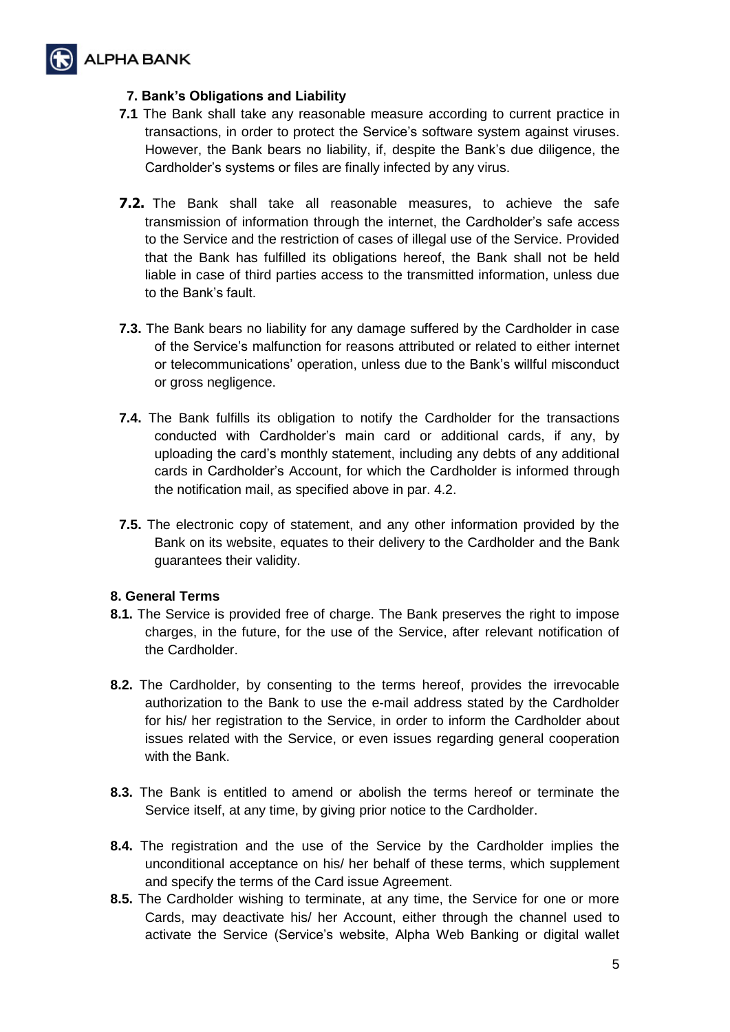### 7. Bank's Obligations and Liability

**7.1** The Bank shall take any reasonable measure according to current practice in transactions, in order to protect the Service's software system against viruses. However, the Bank bears no liability, if, despite the Bank's due diligence, the Cardholder's systems or files are finally infected by any virus.

**7.2.** The Bank shall take all reasonable measures, to achieve the safe transmission of information through the internet, the Cardholder's safe access to the Service and the restriction of cases of illegal use of the Service. Provided that the Bank has fulfilled its obligations hereof, the Bank shall not be held liable in case of third parties access to the transmitted information, unless due to the Bank's fault.

**7.3.** The Bank bears no liability for any damage suffered by the Cardholder in case of the Service's malfunction for reasons attributed or related to either internet or telecommunications' operation, unless due to the Bank's willful misconduct or gross negligence.

**7.4.** The Bank fulfills its obligation to notify the Cardholder for the transactions conducted with Cardholder's main card or additional cards, if any, by uploading the card's monthly statement, including any debts of any additional cards in Cardholder's Account, for which the Cardholder is informed through the notification mail, as specified above in par. 4.2.

**7.5.** The electronic copy of statement, and any other information provided by the Bank on its website, equates to their delivery to the Cardholder and the Bank guarantees their validity.

### 8. General Terms

**8.1.** The Service is provided free of charge. The Bank preserves the right to impose charges, in the future, for the use of the Service, after relevant notification of the Cardholder.

**8.2.** The Cardholder, by consenting to the terms hereof, provides the irrevocable authorization to the Bank to use the e-mail address stated by the Cardholder for his/ her registration to the Service, in order to inform the Cardholder about issues related with the Service, or even issues regarding general cooperation with the Bank.

**8.3.** The Bank is entitled to amend or abolish the terms hereof or terminate the Service itself, at any time, by giving prior notice to the Cardholder.

**8.4.** The registration and the use of the Service by the Cardholder implies the unconditional acceptance on his/ her behalf of these terms, which supplement and specify the terms of the Card issue Agreement.

**8.5.** The Cardholder wishing to terminate, at any time, the Service for one or more Cards, may deactivate his/ her Account, either through the channel used to activate the Service (Service's website, Alpha Web Banking or digital wallet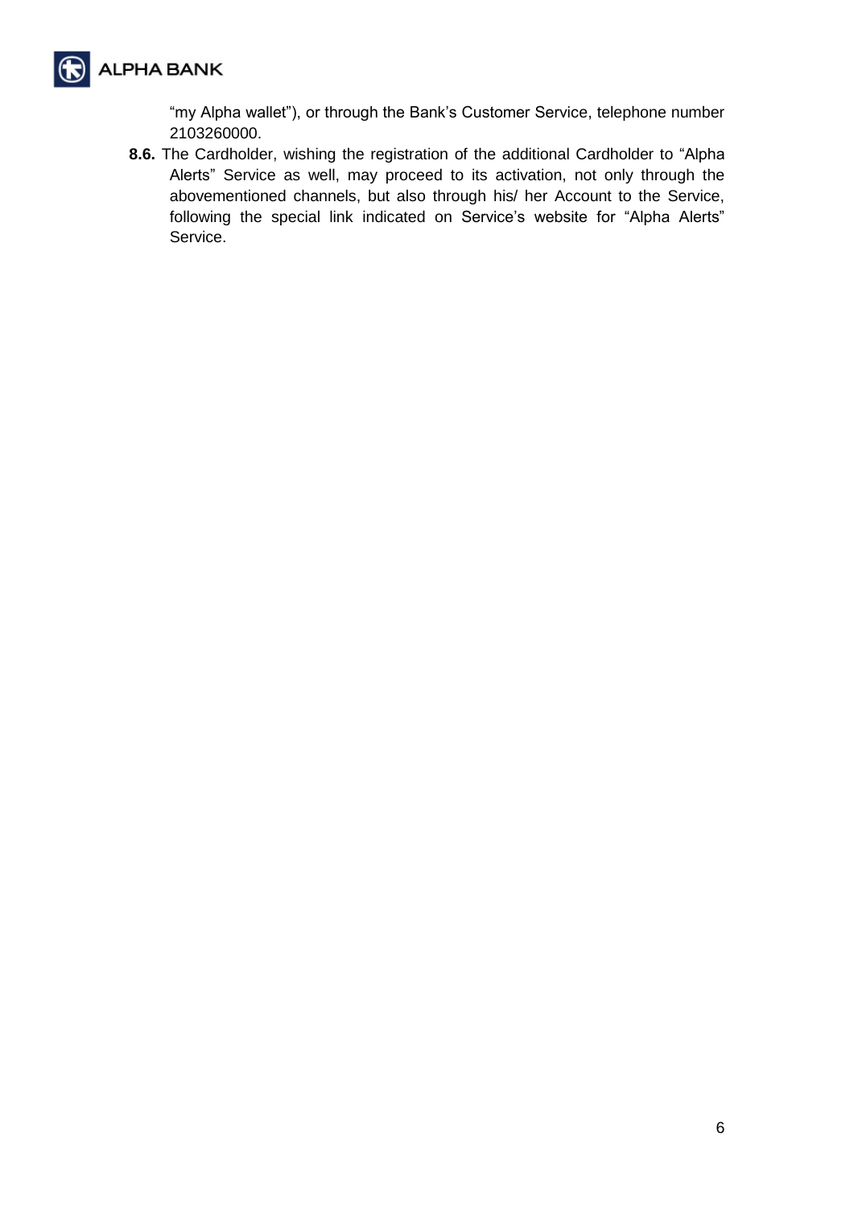"my Alpha wallet"), or through the Bank's Customer Service, telephone number 2103260000.

**8.6.** The Cardholder, wishing the registration of the additional Cardholder to "Alpha Alerts" Service as well, may proceed to its activation, not only through the abovementioned channels, but also through his/ her Account to the Service, following the special link indicated on Service's website for "Alpha Alerts" Service.